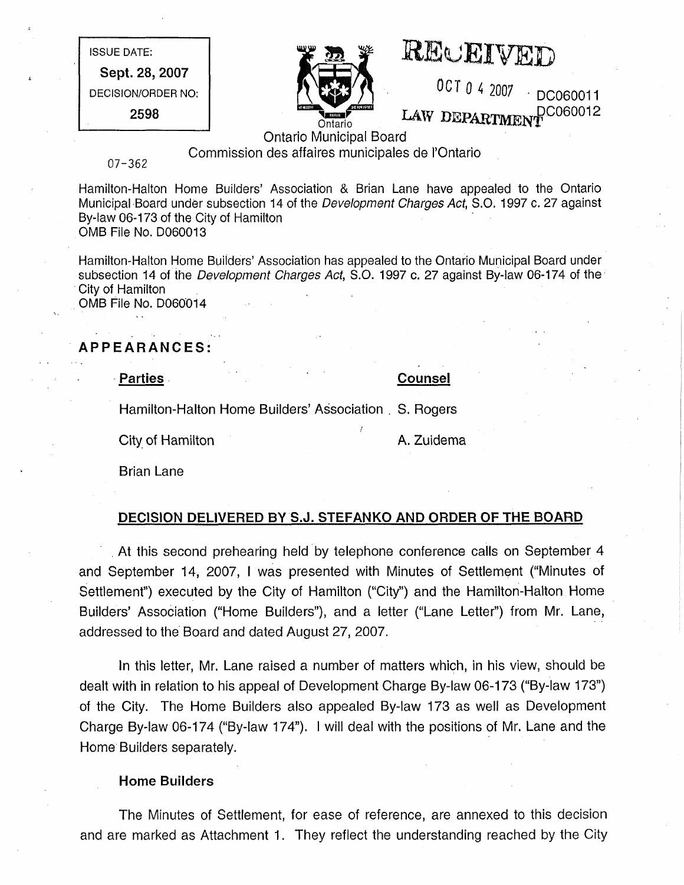ISSUE DATE:

**Sept. 28, 2007**

DECISION/ORDER NO:

**2598**

RECEIVED

OCT 0 4 2007 · DC060011

LAW DEPARTMENT DC060012

Ontario

Ontario Municipal Board
Commission des affaires municipales de l'Ontario

07-362

Hamilton-Halton Home Builders' Association & Brian Lane have appealed to the Ontario Municipal Board under subsection 14 of the *Development Charges Act*, S.O. 1997 c. 27 against By-law 06-173 of the City of Hamilton
OMB File No. D060013

Hamilton-Halton Home Builders' Association has appealed to the Ontario Municipal Board under subsection 14 of the *Development Charges Act*, S.O. 1997 c. 27 against By-law 06-174 of the City of Hamilton
OMB File No. D060014

**APPEARANCES:**

| **Parties** | **Counsel** |
|---|---|
| Hamilton-Halton Home Builders' Association | S. Rogers |
| City of Hamilton | A. Zuidema |
| Brian Lane | |

**DECISION DELIVERED BY S.J. STEFANKO AND ORDER OF THE BOARD**

At this second prehearing held by telephone conference calls on September 4 and September 14, 2007, I was presented with Minutes of Settlement ("Minutes of Settlement") executed by the City of Hamilton ("City") and the Hamilton-Halton Home Builders' Association ("Home Builders"), and a letter ("Lane Letter") from Mr. Lane, addressed to the Board and dated August 27, 2007.

In this letter, Mr. Lane raised a number of matters which, in his view, should be dealt with in relation to his appeal of Development Charge By-law 06-173 ("By-law 173") of the City. The Home Builders also appealed By-law 173 as well as Development Charge By-law 06-174 ("By-law 174"). I will deal with the positions of Mr. Lane and the Home Builders separately.

**Home Builders**

The Minutes of Settlement, for ease of reference, are annexed to this decision and are marked as Attachment 1. They reflect the understanding reached by the City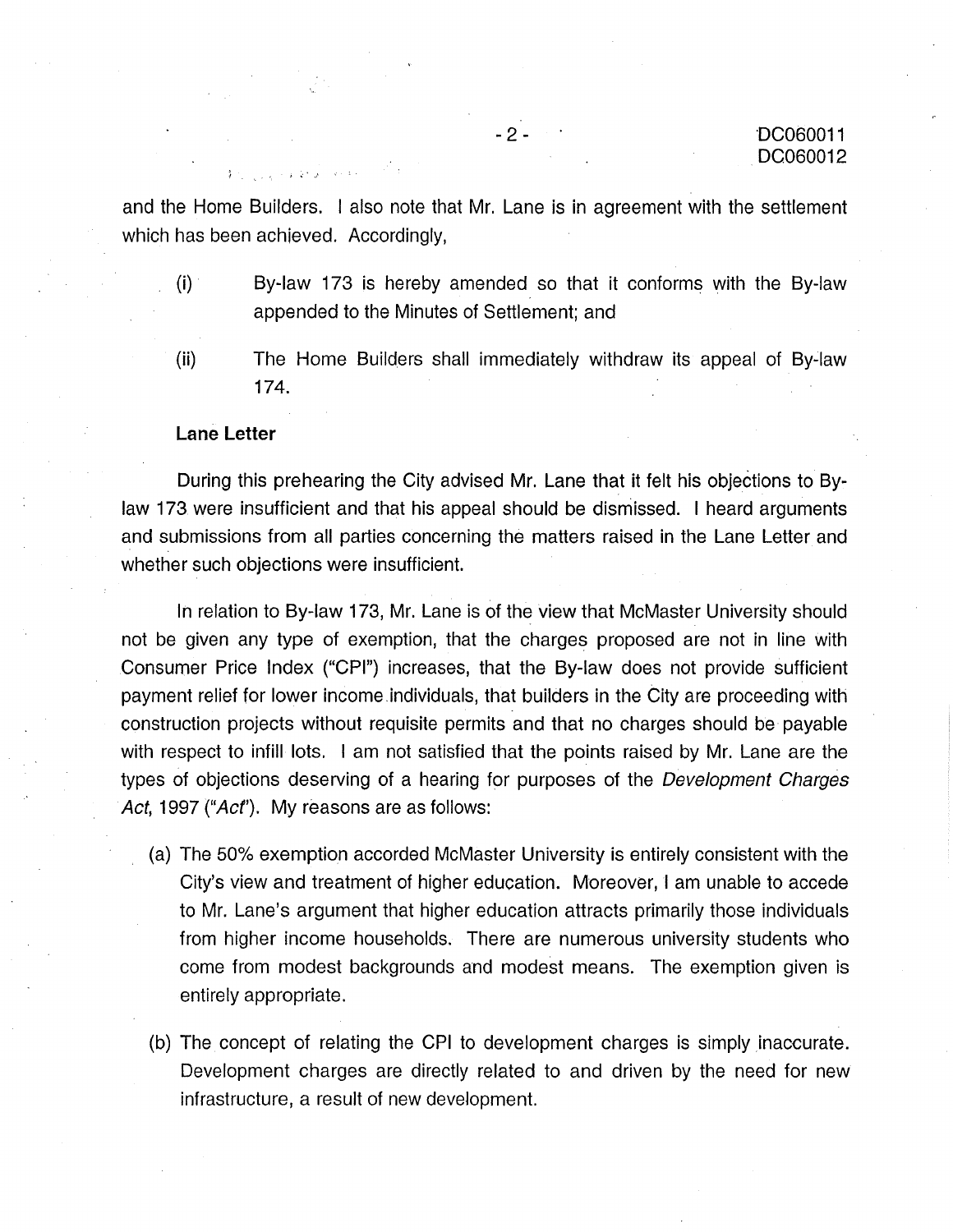and the Home Builders. I also note that Mr. Lane is in agreement with the settlement which has been achieved. Accordingly,

(i) By-law 173 is hereby amended so that it conforms with the By-law appended to the Minutes of Settlement; and

(ii) The Home Builders shall immediately withdraw its appeal of By-law 174.

**Lane Letter**

During this prehearing the City advised Mr. Lane that it felt his objections to By-law 173 were insufficient and that his appeal should be dismissed. I heard arguments and submissions from all parties concerning the matters raised in the Lane Letter and whether such objections were insufficient.

In relation to By-law 173, Mr. Lane is of the view that McMaster University should not be given any type of exemption, that the charges proposed are not in line with Consumer Price Index ("CPI") increases, that the By-law does not provide sufficient payment relief for lower income individuals, that builders in the City are proceeding with construction projects without requisite permits and that no charges should be payable with respect to infill lots. I am not satisfied that the points raised by Mr. Lane are the types of objections deserving of a hearing for purposes of the *Development Charges Act*, 1997 ("*Act*"). My reasons are as follows:

(a) The 50% exemption accorded McMaster University is entirely consistent with the City's view and treatment of higher education. Moreover, I am unable to accede to Mr. Lane's argument that higher education attracts primarily those individuals from higher income households. There are numerous university students who come from modest backgrounds and modest means. The exemption given is entirely appropriate.

(b) The concept of relating the CPI to development charges is simply inaccurate. Development charges are directly related to and driven by the need for new infrastructure, a result of new development.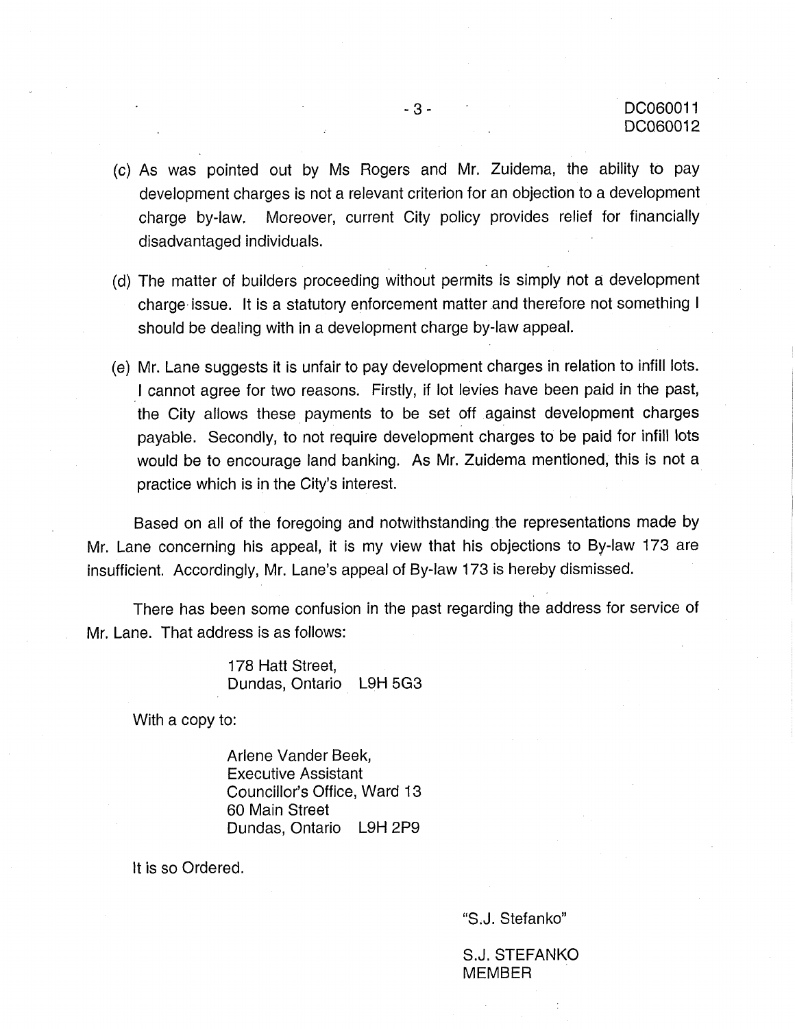(c) As was pointed out by Ms Rogers and Mr. Zuidema, the ability to pay development charges is not a relevant criterion for an objection to a development charge by-law. Moreover, current City policy provides relief for financially disadvantaged individuals.

(d) The matter of builders proceeding without permits is simply not a development charge issue. It is a statutory enforcement matter and therefore not something I should be dealing with in a development charge by-law appeal.

(e) Mr. Lane suggests it is unfair to pay development charges in relation to infill lots. I cannot agree for two reasons. Firstly, if lot levies have been paid in the past, the City allows these payments to be set off against development charges payable. Secondly, to not require development charges to be paid for infill lots would be to encourage land banking. As Mr. Zuidema mentioned, this is not a practice which is in the City's interest.

Based on all of the foregoing and notwithstanding the representations made by Mr. Lane concerning his appeal, it is my view that his objections to By-law 173 are insufficient. Accordingly, Mr. Lane's appeal of By-law 173 is hereby dismissed.

There has been some confusion in the past regarding the address for service of Mr. Lane. That address is as follows:

> 178 Hatt Street,
> Dundas, Ontario L9H 5G3

With a copy to:

> Arlene Vander Beek,
> Executive Assistant
> Councillor's Office, Ward 13
> 60 Main Street
> Dundas, Ontario L9H 2P9

It is so Ordered.

"S.J. Stefanko"

S.J. STEFANKO
MEMBER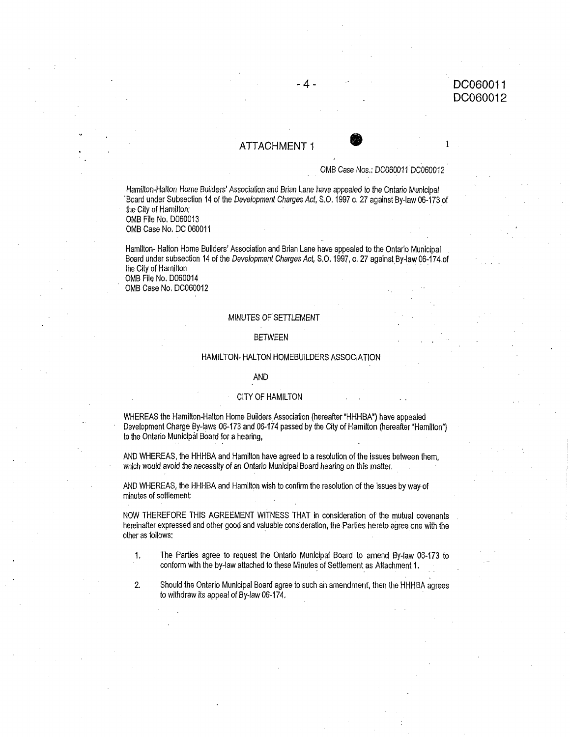## ATTACHMENT 1

OMB Case Nos.: DC060011 DC060012

Hamilton-Halton Home Builders' Association and Brian Lane have appealed to the Ontario Municipal Board under Subsection 14 of the *Development Charges Act*, S.O. 1997 c. 27 against By-law 06-173 of the City of Hamilton;
OMB File No. D060013
OMB Case No. DC 060011

Hamilton- Halton Home Builders' Association and Brian Lane have appealed to the Ontario Municipal Board under subsection 14 of the *Development Charges Act*, S.O. 1997, c. 27 against By-law 06-174 of the City of Hamilton
OMB File No. D060014
OMB Case No. DC060012

MINUTES OF SETTLEMENT

BETWEEN

HAMILTON- HALTON HOMEBUILDERS ASSOCIATION

AND

CITY OF HAMILTON

WHEREAS the Hamilton-Halton Home Builders Association (hereafter "HHHBA") have appealed Development Charge By-laws 06-173 and 06-174 passed by the City of Hamilton (hereafter "Hamilton") to the Ontario Municipal Board for a hearing,

AND WHEREAS, the HHHBA and Hamilton have agreed to a resolution of the issues between them, which would avoid the necessity of an Ontario Municipal Board hearing on this matter.

AND WHEREAS, the HHHBA and Hamilton wish to confirm the resolution of the issues by way of minutes of settlement:

NOW THEREFORE THIS AGREEMENT WITNESS THAT in consideration of the mutual covenants hereinafter expressed and other good and valuable consideration, the Parties hereto agree one with the other as follows:

1. The Parties agree to request the Ontario Municipal Board to amend By-law 06-173 to conform with the by-law attached to these Minutes of Settlement as Attachment 1.

2. Should the Ontario Municipal Board agree to such an amendment, then the HHHBA agrees to withdraw its appeal of By-law 06-174.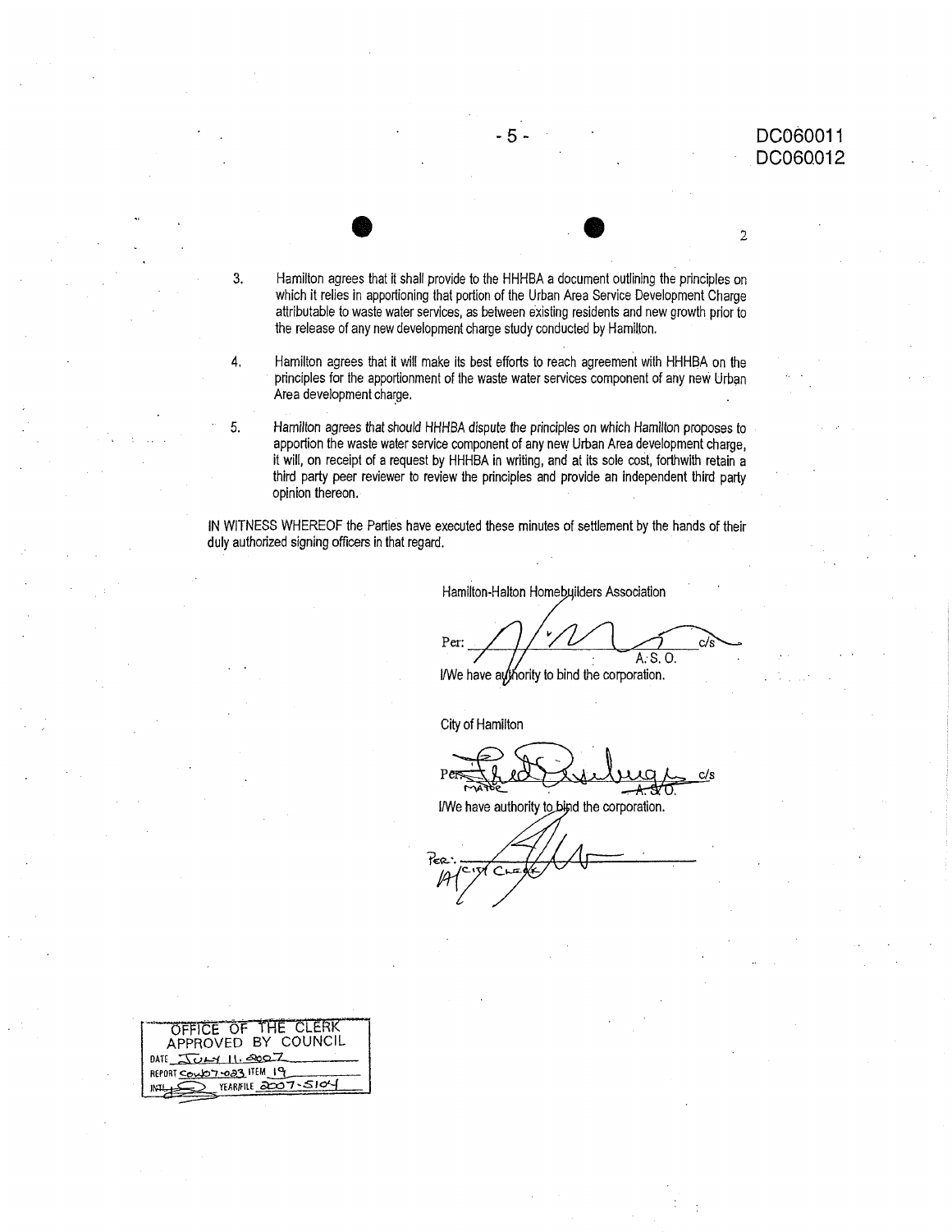DC060011
DC060012

3. Hamilton agrees that it shall provide to the HHHBA a document outlining the principles on which it relies in apportioning that portion of the Urban Area Service Development Charge attributable to waste water services, as between existing residents and new growth prior to the release of any new development charge study conducted by Hamilton.

4. Hamilton agrees that it will make its best efforts to reach agreement with HHHBA on the principles for the apportionment of the waste water services component of any new Urban Area development charge.

5. Hamilton agrees that should HHHBA dispute the principles on which Hamilton proposes to apportion the waste water service component of any new Urban Area development charge, it will, on receipt of a request by HHHBA in writing, and at its sole cost, forthwith retain a third party peer reviewer to review the principles and provide an independent third party opinion thereon.

IN WITNESS WHEREOF the Parties have executed these minutes of settlement by the hands of their duly authorized signing officers in that regard.

Hamilton-Halton Homebuilders Association

Per: ______________________ c/s
A. S. O.

I/We have authority to bind the corporation.

City of Hamilton

Per: ______________________ c/s
MAYOR A. S. O.

I/We have authority to bind the corporation.

Per: ______________________
A/CITY CLERK

OFFICE OF THE CLERK
APPROVED BY COUNCIL
DATE JULY 11, 2007
REPORT COW07-023 ITEM 19
INIT. ______ YEAR/FILE 2007-5104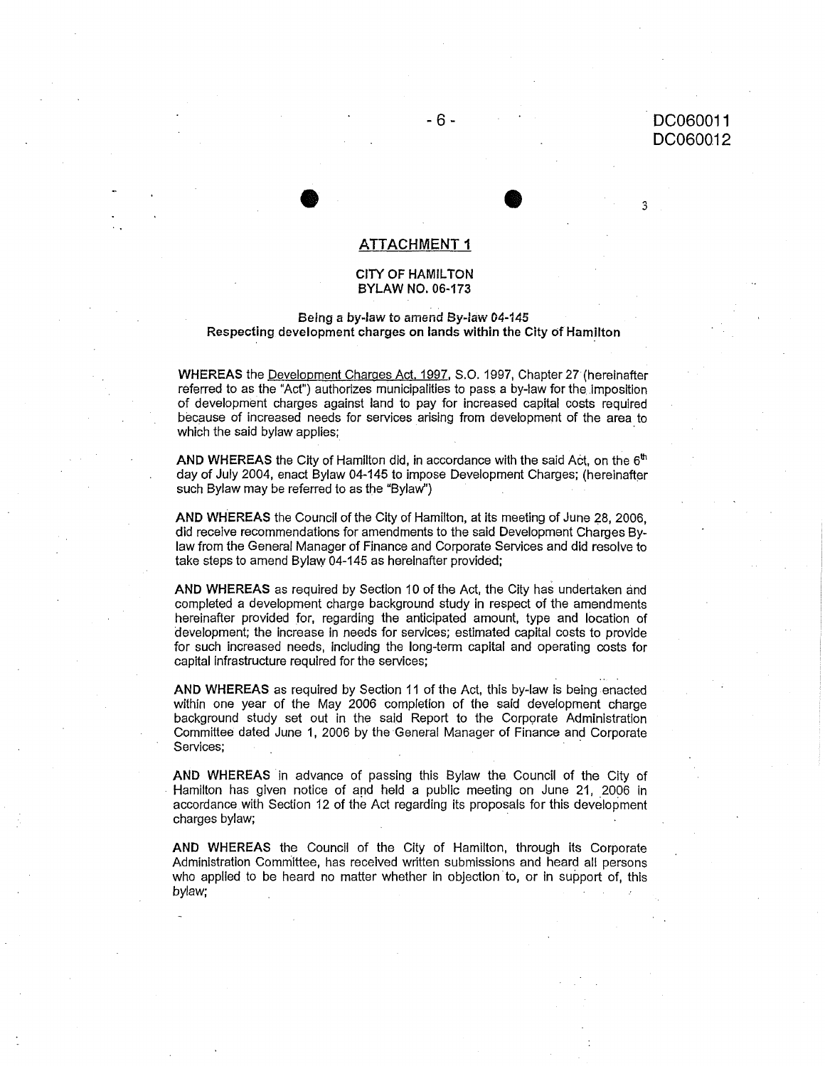DC060011
DC060012

## ATTACHMENT 1

**CITY OF HAMILTON**
**BYLAW NO. 06-173**

**Being a by-law to amend By-law 04-145**
**Respecting development charges on lands within the City of Hamilton**

**WHEREAS** the Development Charges Act, 1997, S.O. 1997, Chapter 27 (hereinafter referred to as the "Act") authorizes municipalities to pass a by-law for the imposition of development charges against land to pay for increased capital costs required because of increased needs for services arising from development of the area to which the said bylaw applies;

**AND WHEREAS** the City of Hamilton did, in accordance with the said Act, on the 6th day of July 2004, enact Bylaw 04-145 to impose Development Charges; (hereinafter such Bylaw may be referred to as the "Bylaw")

**AND WHEREAS** the Council of the City of Hamilton, at its meeting of June 28, 2006, did receive recommendations for amendments to the said Development Charges By-law from the General Manager of Finance and Corporate Services and did resolve to take steps to amend Bylaw 04-145 as hereinafter provided;

**AND WHEREAS** as required by Section 10 of the Act, the City has undertaken and completed a development charge background study in respect of the amendments hereinafter provided for, regarding the anticipated amount, type and location of development; the increase in needs for services; estimated capital costs to provide for such increased needs, including the long-term capital and operating costs for capital infrastructure required for the services;

**AND WHEREAS** as required by Section 11 of the Act, this by-law is being enacted within one year of the May 2006 completion of the said development charge background study set out in the said Report to the Corporate Administration Committee dated June 1, 2006 by the General Manager of Finance and Corporate Services;

**AND WHEREAS** in advance of passing this Bylaw the Council of the City of Hamilton has given notice of and held a public meeting on June 21, 2006 in accordance with Section 12 of the Act regarding its proposals for this development charges bylaw;

**AND WHEREAS** the Council of the City of Hamilton, through its Corporate Administration Committee, has received written submissions and heard all persons who applied to be heard no matter whether in objection to, or in support of, this bylaw;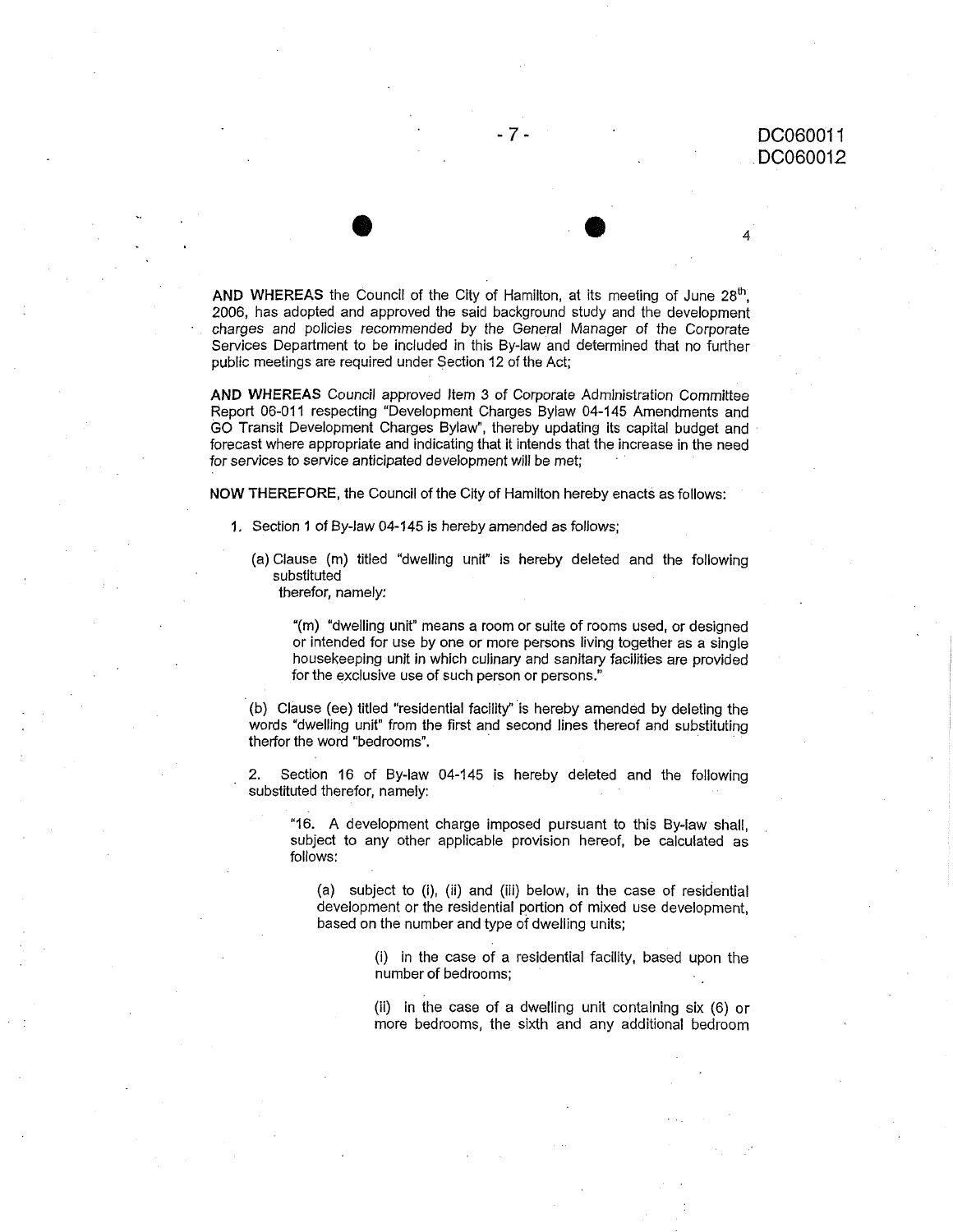AND WHEREAS the Council of the City of Hamilton, at its meeting of June 28th, 2006, has adopted and approved the said background study and the development charges and policies recommended by the General Manager of the Corporate Services Department to be included in this By-law and determined that no further public meetings are required under Section 12 of the Act;

AND WHEREAS Council approved Item 3 of Corporate Administration Committee Report 06-011 respecting "Development Charges Bylaw 04-145 Amendments and GO Transit Development Charges Bylaw", thereby updating its capital budget and forecast where appropriate and indicating that it intends that the increase in the need for services to service anticipated development will be met;

NOW THEREFORE, the Council of the City of Hamilton hereby enacts as follows:

1. Section 1 of By-law 04-145 is hereby amended as follows;

   (a) Clause (m) titled "dwelling unit" is hereby deleted and the following substituted therefor, namely:

   > "(m) "dwelling unit" means a room or suite of rooms used, or designed or intended for use by one or more persons living together as a single housekeeping unit in which culinary and sanitary facilities are provided for the exclusive use of such person or persons."

   (b) Clause (ee) titled "residential facility" is hereby amended by deleting the words "dwelling unit" from the first and second lines thereof and substituting therfor the word "bedrooms".

2. Section 16 of By-law 04-145 is hereby deleted and the following substituted therefor, namely:

   > "16. A development charge imposed pursuant to this By-law shall, subject to any other applicable provision hereof, be calculated as follows:
   >
   > (a) subject to (i), (ii) and (iii) below, in the case of residential development or the residential portion of mixed use development, based on the number and type of dwelling units;
   >
   > (i) in the case of a residential facility, based upon the number of bedrooms;
   >
   > (ii) in the case of a dwelling unit containing six (6) or more bedrooms, the sixth and any additional bedroom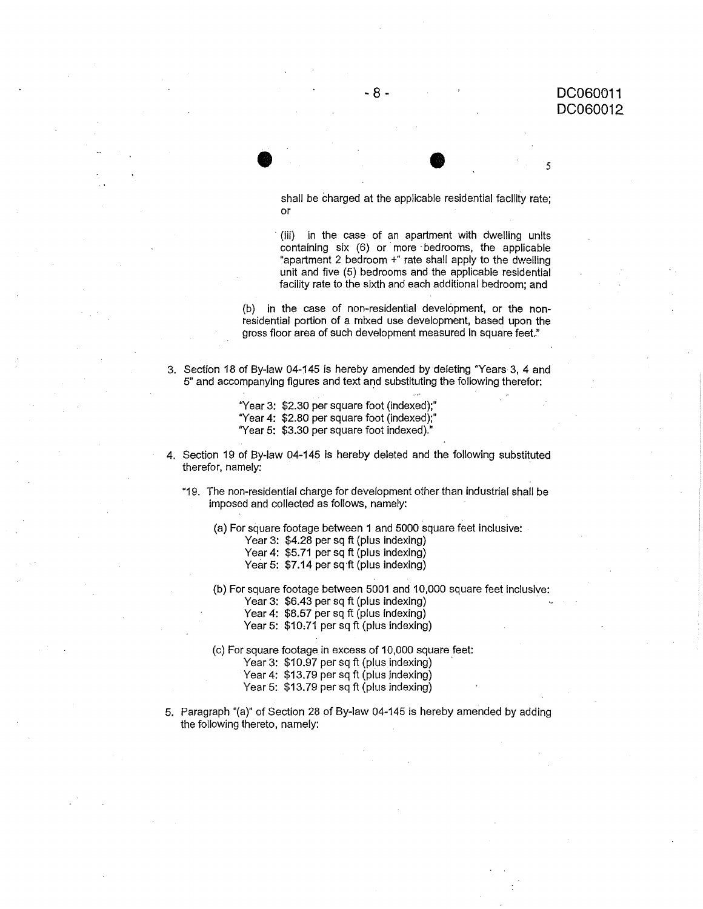shall be charged at the applicable residential facility rate; or

(iii) in the case of an apartment with dwelling units containing six (6) or more bedrooms, the applicable "apartment 2 bedroom +" rate shall apply to the dwelling unit and five (5) bedrooms and the applicable residential facility rate to the sixth and each additional bedroom; and

(b) in the case of non-residential development, or the non-residential portion of a mixed use development, based upon the gross floor area of such development measured in square feet."

3. Section 18 of By-law 04-145 is hereby amended by deleting "Years 3, 4 and 5" and accompanying figures and text and substituting the following therefor:

   "Year 3: $2.30 per square foot (indexed);"
   "Year 4: $2.80 per square foot (indexed);"
   "Year 5: $3.30 per square foot indexed)."

4. Section 19 of By-law 04-145 is hereby deleted and the following substituted therefor, namely:

   "19. The non-residential charge for development other than industrial shall be imposed and collected as follows, namely:

   (a) For square footage between 1 and 5000 square feet inclusive:
   Year 3: $4.28 per sq ft (plus indexing)
   Year 4: $5.71 per sq ft (plus indexing)
   Year 5: $7.14 per sq ft (plus indexing)

   (b) For square footage between 5001 and 10,000 square feet inclusive:
   Year 3: $6.43 per sq ft (plus indexing)
   Year 4: $8.57 per sq ft (plus indexing)
   Year 5: $10.71 per sq ft (plus indexing)

   (c) For square footage in excess of 10,000 square feet:
   Year 3: $10.97 per sq ft (plus indexing)
   Year 4: $13.79 per sq ft (plus indexing)
   Year 5: $13.79 per sq ft (plus indexing)

5. Paragraph "(a)" of Section 28 of By-law 04-145 is hereby amended by adding the following thereto, namely: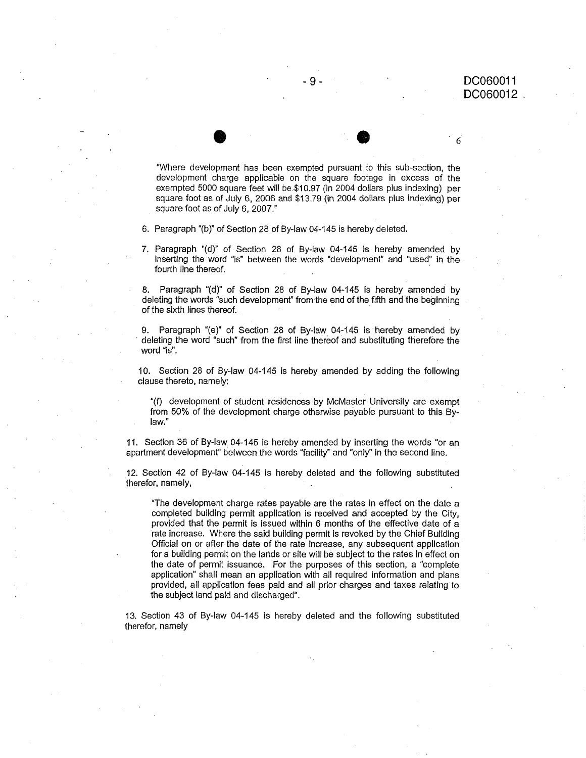"Where development has been exempted pursuant to this sub-section, the development charge applicable on the square footage in excess of the exempted 5000 square feet will be $10.97 (in 2004 dollars plus indexing) per square foot as of July 6, 2006 and $13.79 (in 2004 dollars plus indexing) per square foot as of July 6, 2007."

6. Paragraph "(b)" of Section 28 of By-law 04-145 is hereby deleted.

7. Paragraph "(d)" of Section 28 of By-law 04-145 is hereby amended by inserting the word "is" between the words "development" and "used" in the fourth line thereof.

8. Paragraph "(d)" of Section 28 of By-law 04-145 is hereby amended by deleting the words "such development" from the end of the fifth and the beginning of the sixth lines thereof.

9. Paragraph "(e)" of Section 28 of By-law 04-145 is hereby amended by deleting the word "such" from the first line thereof and substituting therefore the word "is".

10. Section 28 of By-law 04-145 is hereby amended by adding the following clause thereto, namely:

> "(f) development of student residences by McMaster University are exempt from 50% of the development charge otherwise payable pursuant to this By-law."

11. Section 36 of By-law 04-145 is hereby amended by inserting the words "or an apartment development" between the words "facility" and "only" in the second line.

12. Section 42 of By-law 04-145 is hereby deleted and the following substituted therefor, namely,

> "The development charge rates payable are the rates in effect on the date a completed building permit application is received and accepted by the City, provided that the permit is issued within 6 months of the effective date of a rate increase. Where the said building permit is revoked by the Chief Building Official on or after the date of the rate increase, any subsequent application for a building permit on the lands or site will be subject to the rates in effect on the date of permit issuance. For the purposes of this section, a "complete application" shall mean an application with all required information and plans provided, all application fees paid and all prior charges and taxes relating to the subject land paid and discharged".

13. Section 43 of By-law 04-145 is hereby deleted and the following substituted therefor, namely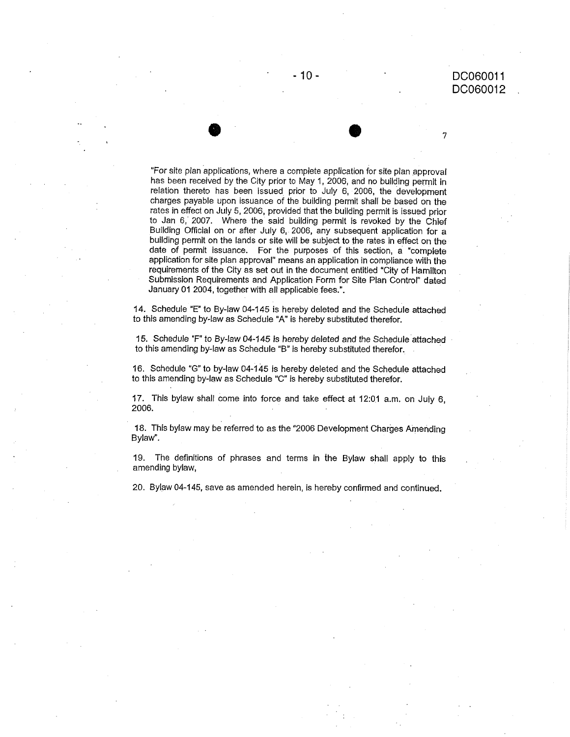"For site plan applications, where a complete application for site plan approval has been received by the City prior to May 1, 2006, and no building permit in relation thereto has been issued prior to July 6, 2006, the development charges payable upon issuance of the building permit shall be based on the rates in effect on July 5, 2006, provided that the building permit is issued prior to Jan 6, 2007. Where the said building permit is revoked by the Chief Building Official on or after July 6, 2006, any subsequent application for a building permit on the lands or site will be subject to the rates in effect on the date of permit issuance. For the purposes of this section, a "complete application for site plan approval" means an application in compliance with the requirements of the City as set out in the document entitled "City of Hamilton Submission Requirements and Application Form for Site Plan Control" dated January 01 2004, together with all applicable fees.".

14. Schedule "E" to By-law 04-145 is hereby deleted and the Schedule attached to this amending by-law as Schedule "A" is hereby substituted therefor.

15. Schedule "F" to By-law 04-145 is hereby deleted and the Schedule attached to this amending by-law as Schedule "B" is hereby substituted therefor.

16. Schedule "G" to by-law 04-145 is hereby deleted and the Schedule attached to this amending by-law as Schedule "C" is hereby substituted therefor.

17. This bylaw shall come into force and take effect at 12:01 a.m. on July 6, 2006.

18. This bylaw may be referred to as the "2006 Development Charges Amending Bylaw".

19. The definitions of phrases and terms in the Bylaw shall apply to this amending bylaw,

20. Bylaw 04-145, save as amended herein, is hereby confirmed and continued.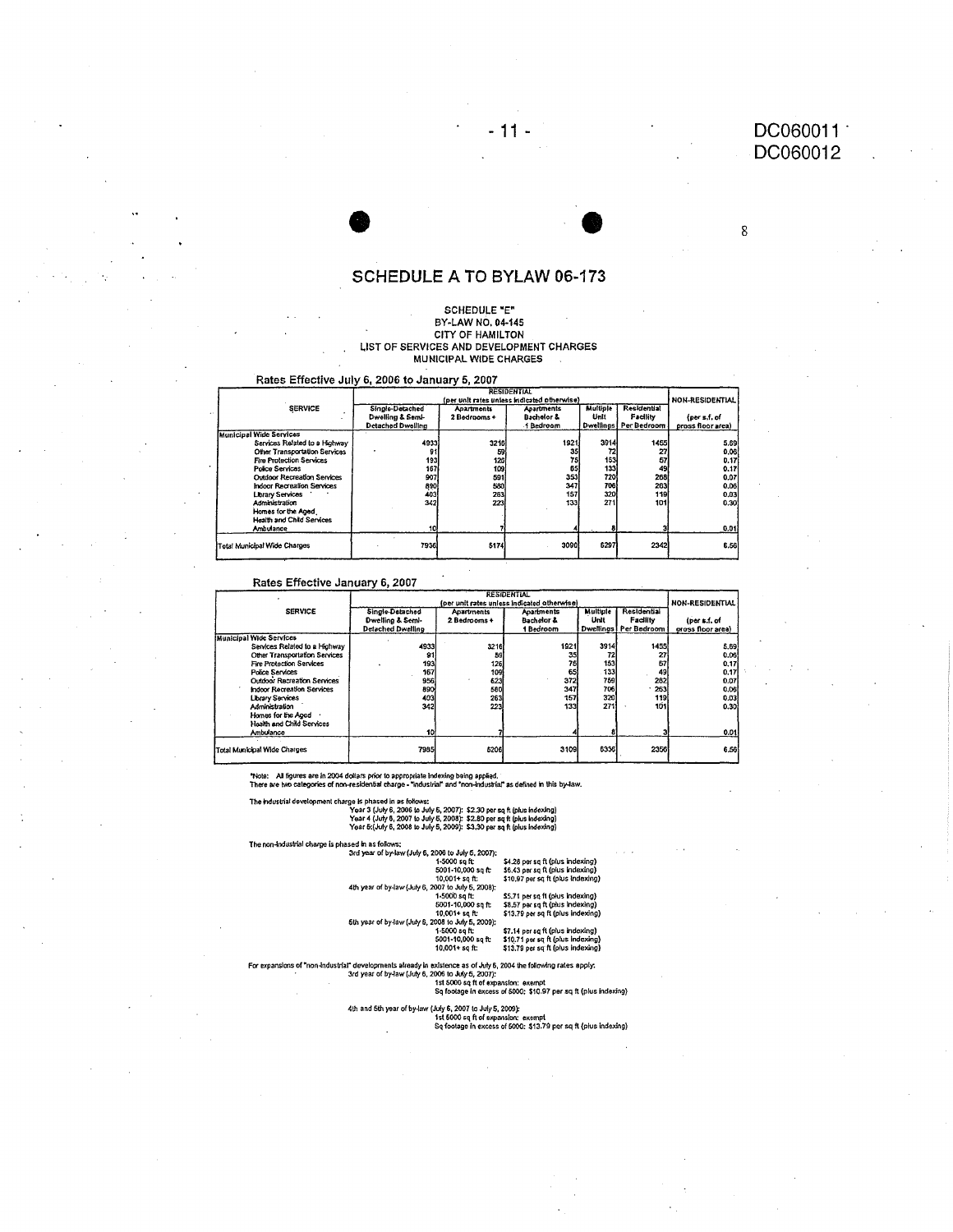DC060011
DC060012

# SCHEDULE A TO BYLAW 06-173

SCHEDULE "E"
BY-LAW NO. 04-145
CITY OF HAMILTON
LIST OF SERVICES AND DEVELOPMENT CHARGES
MUNICIPAL WIDE CHARGES

**Rates Effective July 6, 2006 to January 5, 2007**

| SERVICE | RESIDENTIAL (per unit rates unless indicated otherwise) | | | | | NON-RESIDENTIAL |
|---|---|---|---|---|---|---|
| | Single-Detached Dwelling & Semi-Detached Dwelling | Apartments 2 Bedrooms + | Apartments Bachelor & 1 Bedroom | Multiple Unit Dwellings | Residential Facility Per Bedroom | (per s.f. of gross floor area) |
| **Municipal Wide Services** | | | | | | |
| Services Related to a Highway | 4933 | 3216 | 1921 | 3914 | 1455 | 5.69 |
| Other Transportation Services | 91 | 59 | 35 | 72 | 27 | 0.06 |
| Fire Protection Services | 193 | 126 | 75 | 153 | 57 | 0.17 |
| Police Services | 167 | 109 | 65 | 133 | 49 | 0.17 |
| Outdoor Recreation Services | 907 | 591 | 353 | 720 | 268 | 0.07 |
| Indoor Recreation Services | 890 | 580 | 347 | 706 | 263 | 0.06 |
| Library Services | 403 | 263 | 157 | 320 | 119 | 0.03 |
| Administration | 342 | 223 | 133 | 271 | 101 | 0.30 |
| Homes for the Aged | | | | | | |
| Health and Child Services | | | | | | |
| Ambulance | 10 | 7 | 4 | 8 | 3 | 0.01 |
| Total Municipal Wide Charges | 7936 | 5174 | 3090 | 6297 | 2342 | 6.56 |

**Rates Effective January 6, 2007**

| SERVICE | RESIDENTIAL (per unit rates unless indicated otherwise) | | | | | NON-RESIDENTIAL |
|---|---|---|---|---|---|---|
| | Single-Detached Dwelling & Semi-Detached Dwelling | Apartments 2 Bedrooms + | Apartments Bachelor & 1 Bedroom | Multiple Unit Dwellings | Residential Facility Per Bedroom | (per s.f. of gross floor area) |
| **Municipal Wide Services** | | | | | | |
| Services Related to a Highway | 4933 | 3216 | 1921 | 3914 | 1455 | 5.69 |
| Other Transportation Services | 91 | 59 | 35 | 72 | 27 | 0.06 |
| Fire Protection Services | 193 | 126 | 75 | 153 | 57 | 0.17 |
| Police Services | 167 | 109 | 65 | 133 | 49 | 0.17 |
| Outdoor Recreation Services | 956 | 623 | 372 | 759 | 282 | 0.07 |
| Indoor Recreation Services | 890 | 580 | 347 | 706 | 263 | 0.06 |
| Library Services | 403 | 263 | 157 | 320 | 119 | 0.03 |
| Administration | 342 | 223 | 133 | 271 | 101 | 0.30 |
| Homes for the Aged | | | | | | |
| Health and Child Services | | | | | | |
| Ambulance | 10 | 7 | 4 | 8 | 3 | 0.01 |
| Total Municipal Wide Charges | 7985 | 5206 | 3109 | 6336 | 2356 | 6.56 |

*Note: All figures are in 2004 dollars prior to appropriate indexing being applied.
There are two categories of non-residential charge - "industrial" and "non-industrial" as defined in this by-law.

The industrial development charge is phased in as follows:
Year 3 (July 6, 2006 to July 5, 2007): $2.30 per sq ft (plus indexing)
Year 4 (July 6, 2007 to July 5, 2008): $2.80 per sq ft (plus indexing)
Year 5:(July 6, 2008 to July 5, 2009): $3.30 per sq ft (plus indexing)

The non-industrial charge is phased in as follows:

3rd year of by-law (July 6, 2006 to July 5, 2007):
- 1-5000 sq ft: $4.28 per sq ft (plus indexing)
- 5001-10,000 sq ft: $6.43 per sq ft (plus indexing)
- 10,001+ sq ft: $10.97 per sq ft (plus indexing)

4th year of by-law (July 6, 2007 to July 5, 2008):
- 1-5000 sq ft: $5.71 per sq ft (plus indexing)
- 5001-10,000 sq ft: $8.57 per sq ft (plus indexing)
- 10,001+ sq ft: $13.79 per sq ft (plus indexing)

5th year of by-law (July 6, 2008 to July 5, 2009):
- 1-5000 sq ft: $7.14 per sq ft (plus indexing)
- 5001-10,000 sq ft: $10.71 per sq ft (plus indexing)
- 10,001+ sq ft: $13.79 per sq ft (plus indexing)

For expansions of "non-industrial" developments already in existence as of July 6, 2004 the following rates apply:

3rd year of by-law (July 6, 2006 to July 5, 2007):
- 1st 5000 sq ft of expansion: exempt
- Sq footage in excess of 5000: $10.97 per sq ft (plus indexing)

4th and 5th year of by-law (July 6, 2007 to July 5, 2009):
- 1st 5000 sq ft of expansion: exempt
- Sq footage in excess of 5000: $13.79 per sq ft (plus indexing)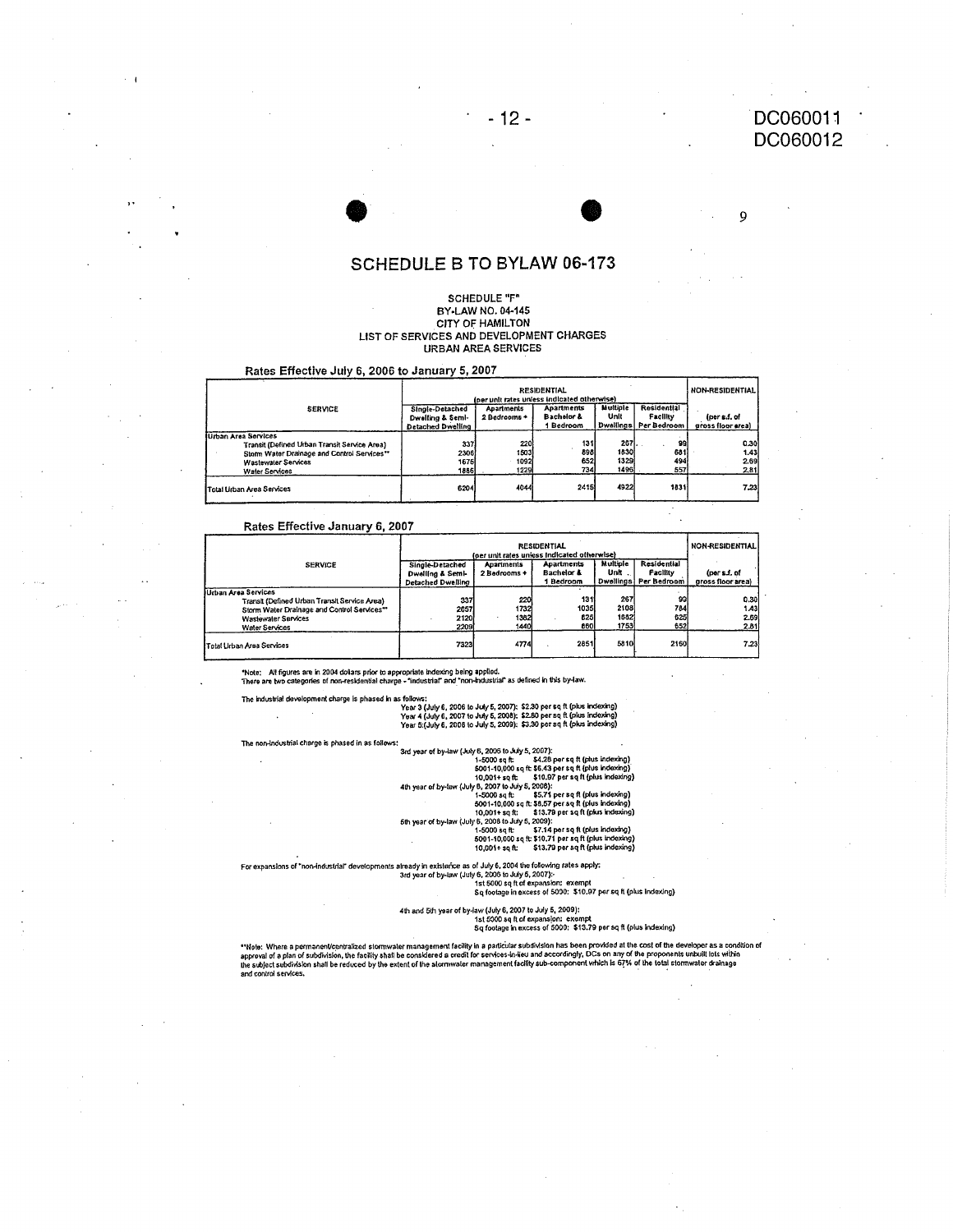# SCHEDULE B TO BYLAW 06-173

SCHEDULE "F"
BY-LAW NO. 04-145
CITY OF HAMILTON
LIST OF SERVICES AND DEVELOPMENT CHARGES
URBAN AREA SERVICES

**Rates Effective July 6, 2006 to January 5, 2007**

| SERVICE | RESIDENTIAL (per unit rates unless indicated otherwise) | | | | | NON-RESIDENTIAL |
|---|---|---|---|---|---|---|
| | Single-Detached Dwelling & Semi-Detached Dwelling | Apartments 2 Bedrooms + | Apartments Bachelor & 1 Bedroom | Multiple Unit Dwellings | Residential Facility Per Bedroom | (per s.f. of gross floor area) |
| Urban Area Services | | | | | | |
| Transit (Defined Urban Transit Service Area) | 337 | 220 | 131 | 267 | 99 | 0.30 |
| Storm Water Drainage and Control Services** | 2306 | 1503 | 898 | 1830 | 681 | 1.43 |
| Wastewater Services | 1675 | 1092 | 652 | 1329 | 494 | 2.69 |
| Water Services | 1886 | 1229 | 734 | 1496 | 557 | 2.81 |
| Total Urban Area Services | 6204 | 4044 | 2415 | 4922 | 1831 | 7.23 |

**Rates Effective January 6, 2007**

| SERVICE | RESIDENTIAL (per unit rates unless indicated otherwise) | | | | | NON-RESIDENTIAL |
|---|---|---|---|---|---|---|
| | Single-Detached Dwelling & Semi-Detached Dwelling | Apartments 2 Bedrooms + | Apartments Bachelor & 1 Bedroom | Multiple Unit Dwellings | Residential Facility Per Bedroom | (per s.f. of gross floor area) |
| Urban Area Services | | | | | | |
| Transit (Defined Urban Transit Service Area) | 337 | 220 | 131 | 267 | 99 | 0.30 |
| Storm Water Drainage and Control Services** | 2657 | 1732 | 1035 | 2108 | 784 | 1.43 |
| Wastewater Services | 2120 | 1382 | 825 | 1682 | 625 | 2.69 |
| Water Services | 2209 | 1440 | 860 | 1753 | 652 | 2.81 |
| Total Urban Area Services | 7323 | 4774 | 2851 | 5810 | 2160 | 7.23 |

*Note: All figures are in 2004 dollars prior to appropriate indexing being applied.
There are two categories of non-residential charge - "industrial" and "non-industrial" as defined in this by-law.

The industrial development charge is phased in as follows:
- Year 3 (July 6, 2006 to July 5, 2007): $2.30 per sq ft (plus indexing)
- Year 4 (July 6, 2007 to July 5, 2008): $2.80 per sq ft (plus indexing)
- Year 5:(July 6, 2008 to July 5, 2009): $3.30 per sq ft (plus indexing)

The non-industrial charge is phased in as follows:
- 3rd year of by-law (July 6, 2006 to July 5, 2007):
  - 1-5000 sq ft: $4.28 per sq ft (plus indexing)
  - 5001-10,000 sq ft: $6.43 per sq ft (plus indexing)
  - 10,001+ sq ft: $10.97 per sq ft (plus indexing)
- 4th year of by-law (July 6, 2007 to July 5, 2008):
  - 1-5000 sq ft: $5.71 per sq ft (plus indexing)
  - 5001-10,000 sq ft: $8.57 per sq ft (plus indexing)
  - 10,001+ sq ft: $13.79 per sq ft (plus indexing)
- 5th year of by-law (July 6, 2008 to July 5, 2009):
  - 1-5000 sq ft: $7.14 per sq ft (plus indexing)
  - 5001-10,000 sq ft: $10.71 per sq ft (plus indexing)
  - 10,001+ sq ft: $13.79 per sq ft (plus indexing)

For expansions of "non-industrial" developments already in existence as of July 6, 2004 the following rates apply:
- 3rd year of by-law (July 6, 2006 to July 5, 2007):
  - 1st 5000 sq ft of expansion: exempt
  - Sq footage in excess of 5000: $10.97 per sq ft (plus indexing)
- 4th and 5th year of by-law (July 6, 2007 to July 5, 2009):
  - 1st 5000 sq ft of expansion: exempt
  - Sq footage in excess of 5000: $13.79 per sq ft (plus indexing)

**Note: Where a permanent/centralized stormwater management facility in a particular subdivision has been provided at the cost of the developer as a condition of approval of a plan of subdivision, the facility shall be considered a credit for services-in-lieu and accordingly, DCs on any of the proponents unbuilt lots within the subject subdivision shall be reduced by the extent of the stormwater management facility sub-component which is 67% of the total stormwater drainage and control services.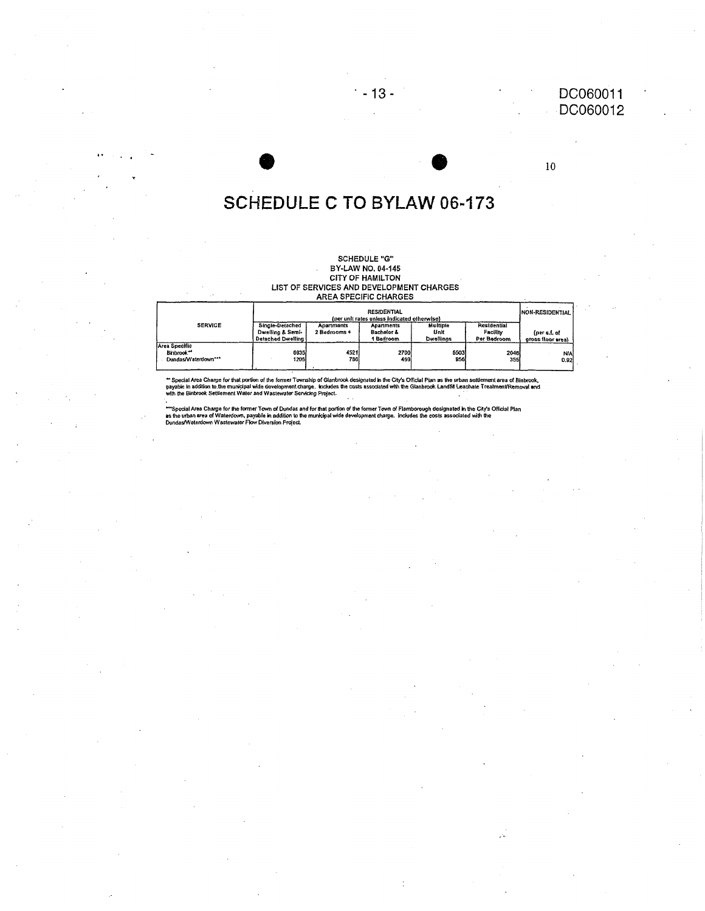DC060011
DC060012

# SCHEDULE C TO BYLAW 06-173

SCHEDULE "G"
BY-LAW NO. 04-145
CITY OF HAMILTON
LIST OF SERVICES AND DEVELOPMENT CHARGES
AREA SPECIFIC CHARGES

| SERVICE | RESIDENTIAL (per unit rates unless indicated otherwise) | | | | | NON-RESIDENTIAL |
|---|---|---|---|---|---|---|
| | Single-Detached Dwelling & Semi-Detached Dwelling | Apartments 2 Bedrooms + | Apartments Bachelor & 1 Bedroom | Multiple Unit Dwellings | Residential Facility Per Bedroom | (per s.f. of gross floor area) |
| Area Specific | | | | | | |
| Binbrook** | 6935 | 4521 | 2700 | 5503 | 2046 | N/A |
| Dundas/Waterdown*** | 1205 | 786 | 469 | 956 | 355 | 0.92 |

** Special Area Charge for that portion of the former Township of Glanbrook designated in the City's Official Plan as the urban settlement area of Binbrook, payable in addition to the municipal wide development charge. Includes the costs associated with the Glanbrook Landfill Leachate Treatment/Removal and with the Binbrook Settlement Water and Wastewater Servicing Project.

***Special Area Charge for the former Town of Dundas and for that portion of the former Town of Flamborough designated in the City's Official Plan as the urban area of Waterdown, payable in addition to the municipal wide development charge. Includes the costs associated with the Dundas/Waterdown Wastewater Flow Diversion Project.